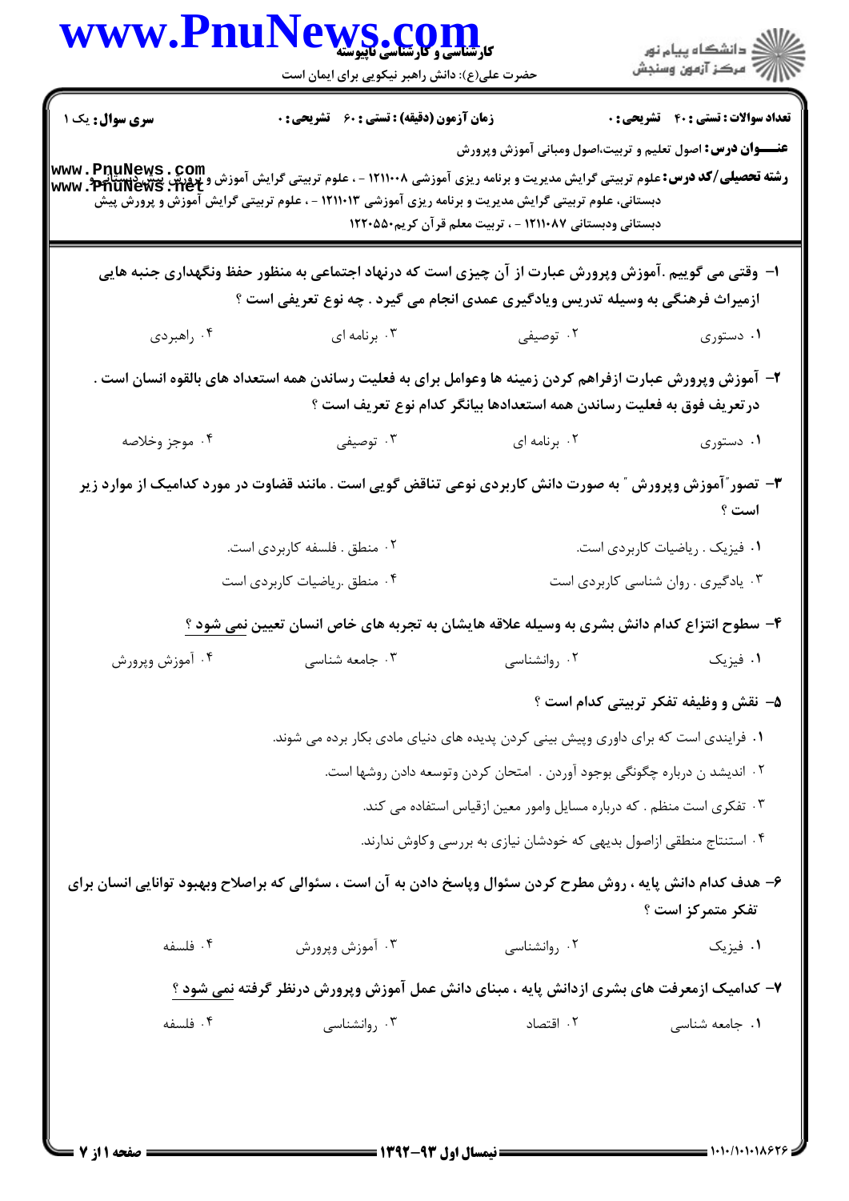**سری سوال:** یک ۱ | **زمان آزمون (دقیقه) : تستی : ۶۰ تشریحی : ۰** | **تعداد سوالات : تستی : ۴۰ تشریحی : ۰**

**عنـــوان درس:** اصول تعلیم و تربیت،اصول ومبانی آموزش وپرورش

**رشته تحصیلی/کد درس:** علوم تربیتی گرایش مدیریت و برنامه ریزی آموزشی ۱۲۱۱۰۰۸ - ، علوم تربیتی گرایش آموزش و پرورش پیش دبستانی و دبستانی، علوم تربیتی گرایش مدیریت و برنامه ریزی آموزشی ۱۲۱۱۰۱۳ - ، علوم تربیتی گرایش آموزش و پرورش پیش دبستانی ودبستانی ۱۲۱۱۰۸۷ - ، تربیت معلم قرآن کریم۱۲۲۰۵۵۰

۱- وقتی می گوییم .آموزش وپرورش عبارت از آن چیزی است که درنهاد اجتماعی به منظور حفظ ونگهداری جنبه هایی ازمیراث فرهنگی به وسیله تدریس ویادگیری عمدی انجام می گیرد . چه نوع تعریفی است ؟

۱. دستوری
۲. توصیفی
۳. برنامه ای
۴. راهبردی

۲- آموزش وپرورش عبارت ازفراهم کردن زمینه ها وعوامل برای به فعلیت رساندن همه استعداد های بالقوه انسان است . درتعریف فوق به فعلیت رساندن همه استعدادها بیانگر کدام نوع تعریف است ؟

۱. دستوری
۲. برنامه ای
۳. توصیفی
۴. موجز وخلاصه

۳- تصور"آموزش وپرورش " به صورت دانش کاربردی نوعی تناقض گویی است . مانند قضاوت در مورد کدامیک از موارد زیر است ؟

۱. فیزیک . ریاضیات کاربردی است.
۲. منطق . فلسفه کاربردی است.
۳. یادگیری . روان شناسی کاربردی است
۴. منطق .ریاضیات کاربردی است

۴- سطوح انتزاع کدام دانش بشری به وسیله علاقه هایشان به تجربه های خاص انسان تعیین نمی شود ؟

۱. فیزیک
۲. روانشناسی
۳. جامعه شناسی
۴. آموزش وپرورش

۵- نقش و وظیفه تفکر تربیتی کدام است ؟

۱. فرایندی است که برای داوری وپیش بینی کردن پدیده های دنیای مادی بکار برده می شوند.
۲. اندیشد ن درباره چگونگی بوجود آوردن . امتحان کردن وتوسعه دادن روشها است.
۳. تفکری است منظم . که درباره مسایل وامور معین ازقیاس استفاده می کند.
۴. استنتاج منطقی ازاصول بدیهی که خودشان نیازی به بررسی وکاوش ندارند.

۶- هدف کدام دانش پایه ، روش مطرح کردن سئوال وپاسخ دادن به آن است ، سئوالی که براصلاح وبهبود توانایی انسان برای تفکر متمرکز است ؟

۱. فیزیک
۲. روانشناسی
۳. آموزش وپرورش
۴. فلسفه

۷- کدامیک ازمعرفت های بشری ازدانش پایه ، مبنای دانش عمل آموزش وپرورش درنظر گرفته نمی شود ؟

۱. جامعه شناسی
۲. اقتصاد
۳. روانشناسی
۴. فلسفه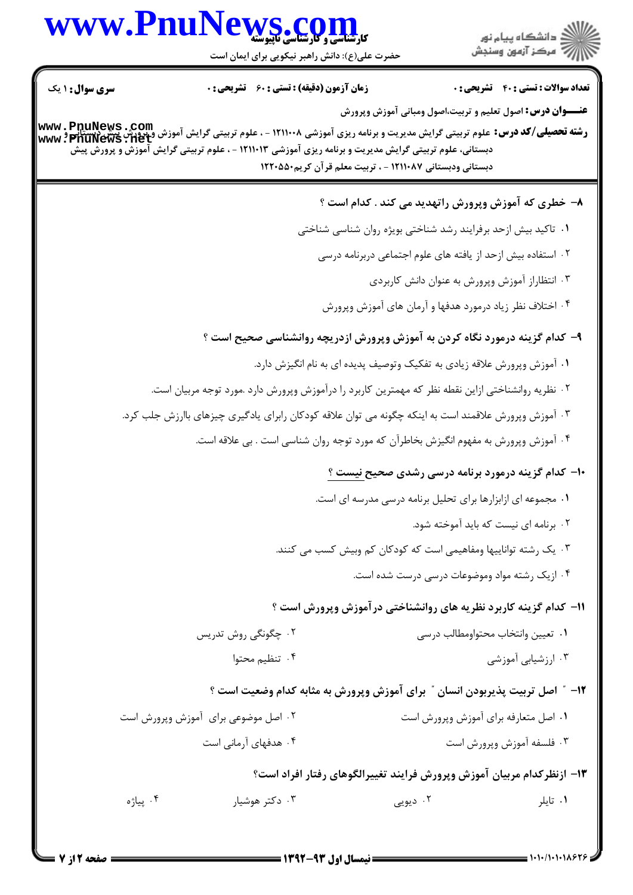**سری سوال:** ۱ یک

**زمان آزمون (دقیقه) : تستی : ۶۰ تشریحی : ۰**

**تعداد سوالات : تستی : ۴۰ تشریحی : ۰**

**عنـــوان درس:** اصول تعلیم و تربیت،اصول ومبانی آموزش وپرورش

**رشته تحصیلی/کد درس:** علوم تربیتی گرایش مدیریت و برنامه ریزی آموزشی ۱۲۱۱۰۰۸ - ، علوم تربیتی گرایش آموزش وپرورش پیش دبستانی و دبستانی، علوم تربیتی گرایش مدیریت و برنامه ریزی آموزشی ۱۲۱۱۰۱۳ - ، علوم تربیتی گرایش آموزش و پرورش پیش دبستانی ودبستانی ۱۲۱۱۰۸۷ - ، تربیت معلم قرآن کریم۱۲۲۰۵۵۰

**۸- خطری که آموزش وپرورش راتهدید می کند . کدام است ؟**

۱. تاکید بیش ازحد برفرایند رشد شناختی بویژه روان شناسی شناختی

۲. استفاده بیش ازحد از یافته های علوم اجتماعی دربرنامه درسی

۳. انتظاراز آموزش وپرورش به عنوان دانش کاربردی

۴. اختلاف نظر زیاد درمورد هدفها و آرمان های آموزش وپرورش

**۹- کدام گزینه درمورد نگاه کردن به آموزش وپرورش ازدریچه روانشناسی صحیح است ؟**

۱. آموزش وپرورش علاقه زیادی به تفکیک وتوصیف پدیده ای به نام انگیزش دارد.

۲. نظریه روانشناختی ازاین نقطه نظر که مهمترین کاربرد را درآموزش وپرورش دارد .مورد توجه مربیان است.

۳. آموزش وپرورش علاقمند است به اینکه چگونه می توان علاقه کودکان رابرای یادگیری چیزهای باارزش جلب کرد.

۴. آموزش وپرورش به مفهوم انگیزش بخاطرآن که مورد توجه روان شناسی است . بی علاقه است.

**۱۰- کدام گزینه درمورد برنامه درسی رشدی صحیح نیست ؟**

۱. مجموعه ای ازابزارها برای تحلیل برنامه درسی مدرسه ای است.

۲. برنامه ای نیست که باید آموخته شود.

۳. یک رشته تواناییها ومفاهیمی است که کودکان کم وبیش کسب می کنند.

۴. ازیک رشته مواد وموضوعات درسی درست شده است.

**۱۱- کدام گزینه کاربرد نظریه های روانشناختی درآموزش وپرورش است ؟**

۱. تعیین وانتخاب محتواومطالب درسی

۲. چگونگی روش تدریس

۳. ارزشیابی آموزشی

۴. تنظیم محتوا

**۱۲- " اصل تربیت پذیربودن انسان " برای آموزش وپرورش به مثابه کدام وضعیت است ؟**

۱. اصل متعارفه برای آموزش وپرورش است

۲. اصل موضوعی برای آموزش وپرورش است

۳. فلسفه آموزش وپرورش است

۴. هدفهای آرمانی است

**۱۳- ازنظرکدام مربیان آموزش وپرورش فرایند تغییرالگوهای رفتار افراد است؟**

۱. تایلر

۲. دیویی

۳. دکتر هوشیار

۴. پیاژه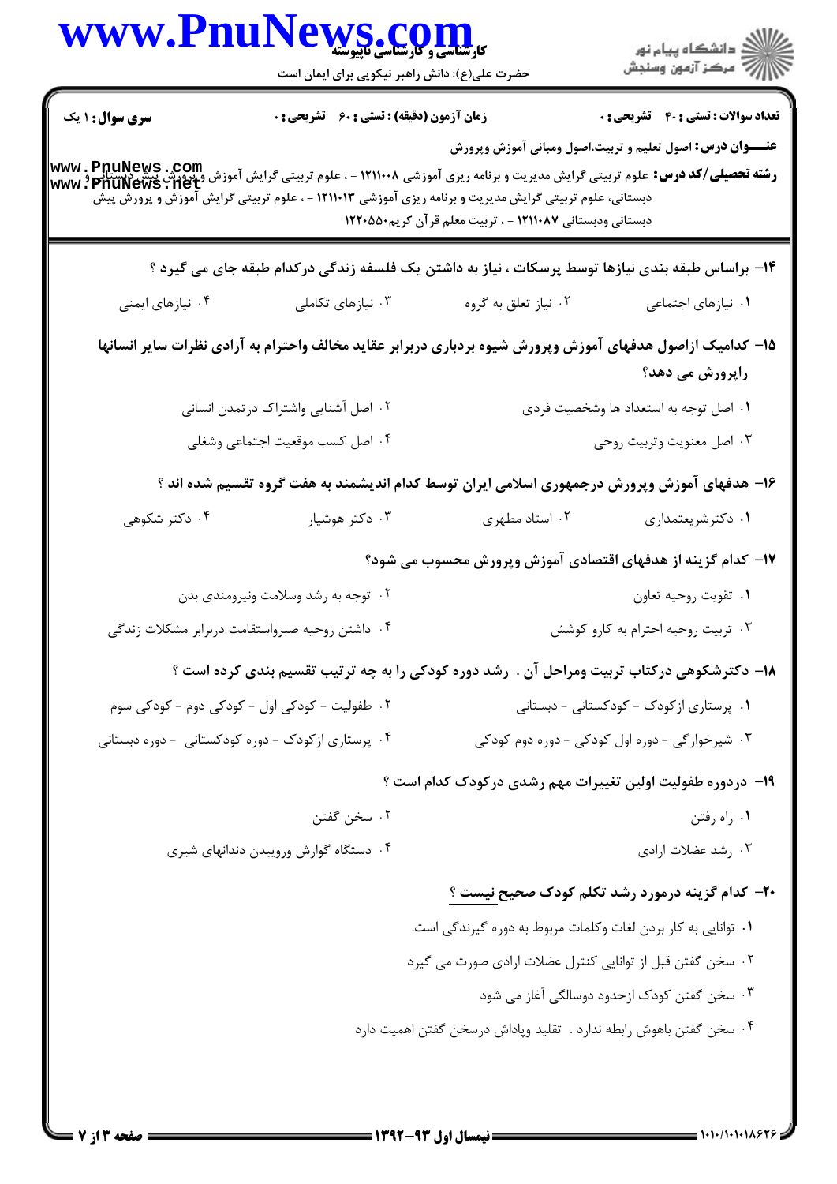**سری سوال:** ۱ یک | **زمان آزمون (دقیقه) : تستی :** ۶۰ **تشریحی :** ۰ | **تعداد سوالات : تستی :** ۴۰ **تشریحی :** ۰

**عنـــوان درس:** اصول تعلیم و تربیت،اصول ومبانی آموزش وپرورش

**رشته تحصیلی/کد درس:** علوم تربیتی گرایش مدیریت و برنامه ریزی آموزشی ۱۲۱۱۰۰۸ - ، علوم تربیتی گرایش آموزش وپرورش پیش دبستانی و دبستانی، علوم تربیتی گرایش مدیریت و برنامه ریزی آموزشی ۱۲۱۱۰۱۳ - ، علوم تربیتی گرایش آموزش و پرورش پیش دبستانی ودبستانی ۱۲۱۱۰۸۷ - ، تربیت معلم قرآن کریم۱۲۲۰۵۵۰

**۱۴- براساس طبقه بندی نیازها توسط پرسکات ، نیاز به داشتن یک فلسفه زندگی درکدام طبقه جای می گیرد ؟**

۱. نیازهای اجتماعی
۲. نیاز تعلق به گروه
۳. نیازهای تکاملی
۴. نیازهای ایمنی

**۱۵- کدامیک ازاصول هدفهای آموزش وپرورش شیوه بردباری دربرابر عقاید مخالف واحترام به آزادی نظرات سایر انسانها راپرورش می دهد؟**

۱. اصل توجه به استعداد ها وشخصیت فردی
۲. اصل آشنایی واشتراک درتمدن انسانی
۳. اصل معنویت وتربیت روحی
۴. اصل کسب موقعیت اجتماعی وشغلی

**۱۶- هدفهای آموزش وپرورش درجمهوری اسلامی ایران توسط کدام اندیشمند به هفت گروه تقسیم شده اند ؟**

۱. دکترشریعتمداری
۲. استاد مطهری
۳. دکتر هوشیار
۴. دکتر شکوهی

**۱۷- کدام گزینه از هدفهای اقتصادی آموزش وپرورش محسوب می شود؟**

۱. تقویت روحیه تعاون
۲. توجه به رشد وسلامت ونیرومندی بدن
۳. تربیت روحیه احترام به کارو کوشش
۴. داشتن روحیه صبرواستقامت دربرابر مشکلات زندگی

**۱۸- دکترشکوهی درکتاب تربیت ومراحل آن . رشد دوره کودکی را به چه ترتیب تقسیم بندی کرده است ؟**

۱. پرستاری ازکودک - کودکستانی - دبستانی
۲. طفولیت - کودکی اول - کودکی دوم - کودکی سوم
۳. شیرخوارگی - دوره اول کودکی - دوره دوم کودکی
۴. پرستاری ازکودک - دوره کودکستانی - دوره دبستانی

**۱۹- دردوره طفولیت اولین تغییرات مهم رشدی درکودک کدام است ؟**

۱. راه رفتن
۲. سخن گفتن
۳. رشد عضلات ارادی
۴. دستگاه گوارش وروییدن دندانهای شیری

**۲۰- کدام گزینه درمورد رشد تکلم کودک صحیح نیست ؟**

۱. توانایی به کار بردن لغات وکلمات مربوط به دوره گیرندگی است.
۲. سخن گفتن قبل از توانایی کنترل عضلات ارادی صورت می گیرد
۳. سخن گفتن کودک ازحدود دوسالگی آغاز می شود
۴. سخن گفتن باهوش رابطه ندارد . تقلید وپاداش درسخن گفتن اهمیت دارد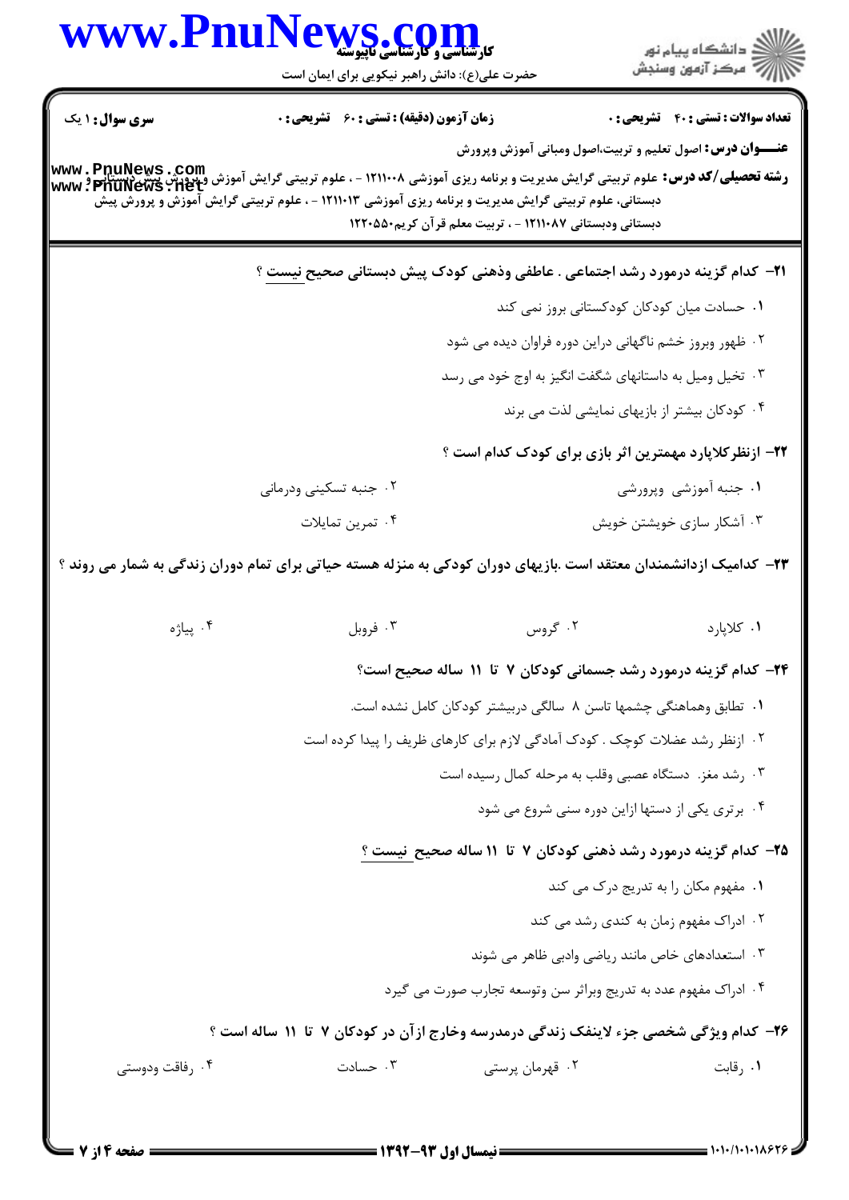**سری سوال:** ۱ یک | **زمان آزمون (دقیقه) : تستی :** ۶۰ **تشریحی :** ۰ | **تعداد سوالات : تستی :** ۴۰ **تشریحی :** ۰

**عنـــوان درس:** اصول تعلیم و تربیت،اصول ومبانی آموزش وپرورش

**رشته تحصیلی/کد درس:** علوم تربیتی گرایش مدیریت و برنامه ریزی آموزشی ۱۲۱۱۰۰۸ - ، علوم تربیتی گرایش آموزش وپرورش پیش دبستانی و دبستانی، علوم تربیتی گرایش مدیریت و برنامه ریزی آموزشی ۱۲۱۱۰۱۳ - ، علوم تربیتی گرایش آموزش و پرورش پیش دبستانی ودبستانی ۱۲۱۱۰۸۷ - ، تربیت معلم قرآن کریم۱۲۲۰۵۵۰

**۲۱- کدام گزینه درمورد رشد اجتماعی . عاطفی وذهنی کودک پیش دبستانی صحیح نیست ؟**

۱. حسادت میان کودکان کودکستانی بروز نمی کند

۲. ظهور وبروز خشم ناگهانی دراین دوره فراوان دیده می شود

۳. تخیل ومیل به داستانهای شگفت انگیز به اوج خود می رسد

۴. کودکان بیشتر از بازیهای نمایشی لذت می برند

**۲۲- ازنظرکلاپارد مهمترین اثر بازی برای کودک کدام است ؟**

۱. جنبه آموزشی وپرورشی

۲. جنبه تسکینی ودرمانی

۳. آشکار سازی خویشتن خویش

۴. تمرین تمایلات

**۲۳- کدامیک ازدانشمندان معتقد است .بازیهای دوران کودکی به منزله هسته حیاتی برای تمام دوران زندگی به شمار می روند ؟**

۱. کلاپارد

۲. گروس

۳. فروبل

۴. پیاژه

**۲۴- کدام گزینه درمورد رشد جسمانی کودکان ۷ تا ۱۱ ساله صحیح است؟**

۱. تطابق وهماهنگی چشمها تاسن ۸ سالگی دربیشتر کودکان کامل نشده است.

۲. ازنظر رشد عضلات کوچک . کودک آمادگی لازم برای کارهای ظریف را پیدا کرده است

۳. رشد مغز. دستگاه عصبی وقلب به مرحله کمال رسیده است

۴. برتری یکی از دستها ازاین دوره سنی شروع می شود

**۲۵- کدام گزینه درمورد رشد ذهنی کودکان ۷ تا ۱۱ ساله صحیح نیست ؟**

۱. مفهوم مکان را به تدریج درک می کند

۲. ادراک مفهوم زمان به کندی رشد می کند

۳. استعدادهای خاص مانند ریاضی وادبی ظاهر می شوند

۴. ادراک مفهوم عدد به تدریج وبراثر سن وتوسعه تجارب صورت می گیرد

**۲۶- کدام ویژگی شخصی جزء لاینفک زندگی درمدرسه وخارج ازآن در کودکان ۷ تا ۱۱ ساله است ؟**

۱. رقابت

۲. قهرمان پرستی

۳. حسادت

۴. رفاقت ودوستی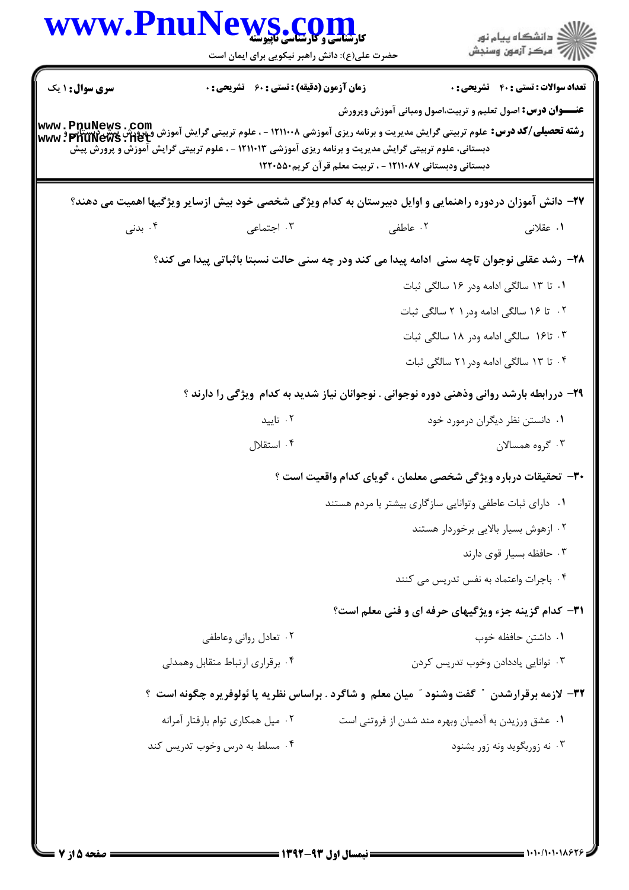**سری سؤال:** ۱ یک

**زمان آزمون (دقیقه) : تستی : ۶۰ تشریحی : ۰**

**تعداد سوالات : تستی : ۴۰ تشریحی : ۰**

**عنـــوان درس:** اصول تعلیم و تربیت،اصول ومبانی آموزش وپرورش

**رشته تحصیلی/کد درس:** علوم تربیتی گرایش مدیریت و برنامه ریزی آموزشی ۱۲۱۱۰۰۸ - ، علوم تربیتی گرایش آموزش وپرورش پیش دبستانی و دبستانی، علوم تربیتی گرایش مدیریت و برنامه ریزی آموزشی ۱۲۱۱۰۱۳ - ، علوم تربیتی گرایش آموزش و پرورش پیش دبستانی ودبستانی ۱۲۱۱۰۸۷ - ، تربیت معلم قرآن کریم۱۲۲۰۵۵۰

**۲۷- دانش آموزان دردوره راهنمایی و اوایل دبیرستان به کدام ویژگی شخصی خود بیش ازسایر ویژگیها اهمیت می دهند؟**

۱. عقلانی
۲. عاطفی
۳. اجتماعی
۴. بدنی

**۲۸- رشد عقلی نوجوان تاچه سنی ادامه پیدا می کند ودر چه سنی حالت نسبتا باثباتی پیدا می کند؟**

۱. تا ۱۳ سالگی ادامه ودر ۱۶ سالگی ثبات
۲. تا ۱۶ سالگی ادامه ودر ۲۱ سالگی ثبات
۳. تا۱۶ سالگی ادامه ودر ۱۸ سالگی ثبات
۴. تا ۱۳ سالگی ادامه ودر ۲۱ سالگی ثبات

**۲۹- دررابطه بارشد روانی وذهنی دوره نوجوانی . نوجوانان نیاز شدید به کدام ویژگی را دارند ؟**

۱. دانستن نظر دیگران درمورد خود
۲. تایید
۳. گروه همسالان
۴. استقلال

**۳۰- تحقیقات درباره ویژگی شخصی معلمان ، گویای کدام واقعیت است ؟**

۱. دارای ثبات عاطفی وتوانایی سازگاری بیشتر با مردم هستند
۲. ازهوش بسیار بالایی برخوردار هستند
۳. حافظه بسیار قوی دارند
۴. باجرات واعتماد به نفس تدریس می کنند

**۳۱- کدام گزینه جزء ویژگیهای حرفه ای و فنی معلم است؟**

۱. داشتن حافظه خوب
۲. تعادل روانی وعاطفی
۳. توانایی یاددادن وخوب تدریس کردن
۴. برقراری ارتباط متقابل وهمدلی

**۳۲- لازمه برقرارشدن " گفت وشنود " میان معلم و شاگرد . براساس نظریه پا ئولوفریره چگونه است ؟**

۱. عشق ورزیدن به آدمیان وبهره مند شدن از فروتنی است
۲. میل همکاری توام بارفتار آمرانه
۳. نه زوربگوید ونه زور بشنود
۴. مسلط به درس وخوب تدریس کند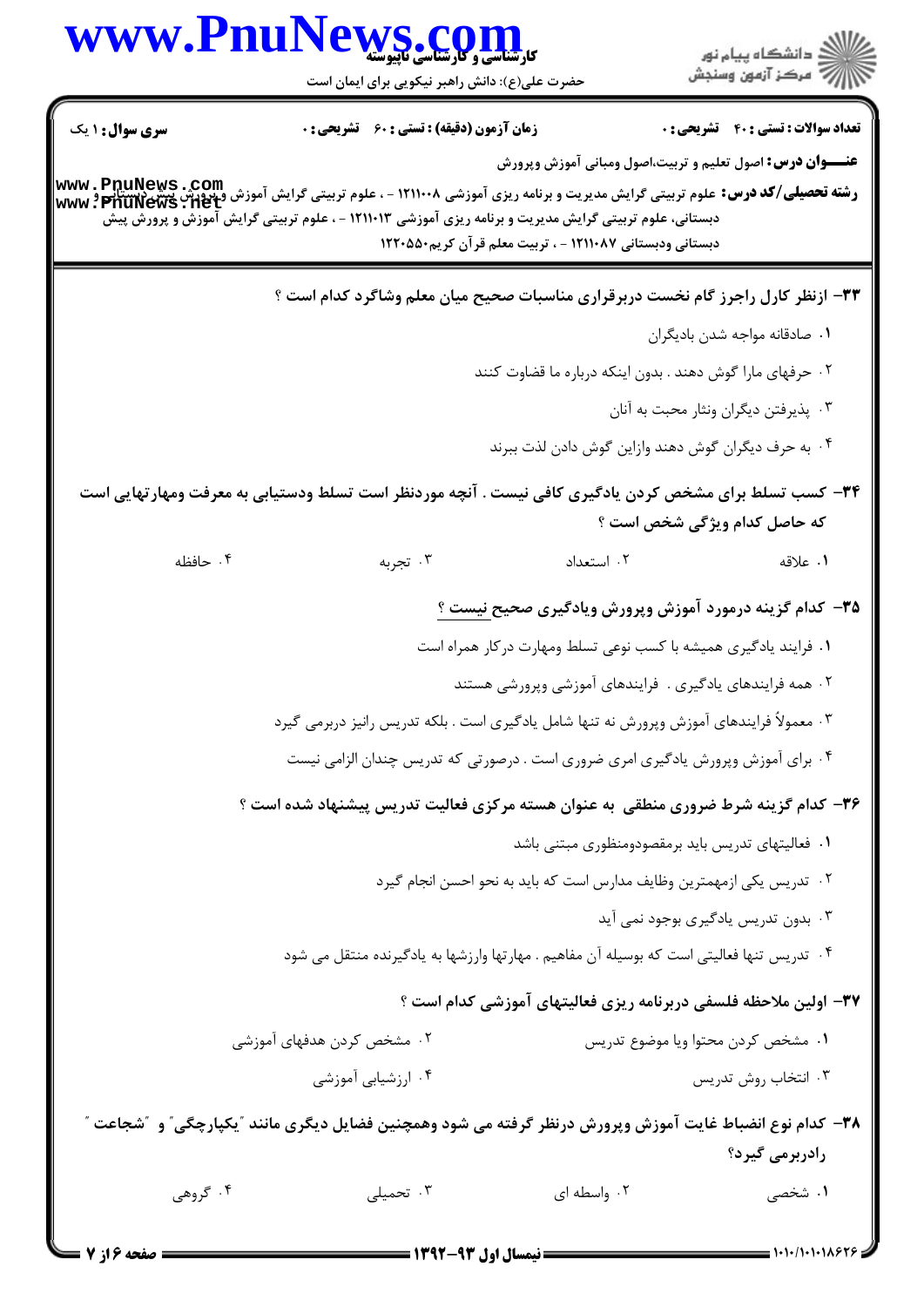**سری سوال:** ۱ یک | **زمان آزمون (دقیقه) : تستی :** ۶۰ **تشریحی :** ۰ | **تعداد سوالات : تستی :** ۴۰ **تشریحی :** ۰

**عنـــوان درس:** اصول تعلیم و تربیت،اصول ومبانی آموزش وپرورش

**رشته تحصیلی/کد درس:** علوم تربیتی گرایش مدیریت و برنامه ریزی آموزشی ۱۲۱۱۰۰۸ - ، علوم تربیتی گرایش آموزش وپرورش پیش دبستانی و دبستانی، علوم تربیتی گرایش مدیریت و برنامه ریزی آموزشی ۱۲۱۱۰۱۳ - ، علوم تربیتی گرایش آموزش و پرورش پیش دبستانی ودبستانی ۱۲۱۱۰۸۷ - ، تربیت معلم قرآن کریم۱۲۲۰۵۵۰

**۳۳- ازنظر کارل راجرز گام نخست دربرقراری مناسبات صحیح میان معلم وشاگرد کدام است ؟**

۱. صادقانه مواجه شدن بادیگران

۲. حرفهای مارا گوش دهند . بدون اینکه درباره ما قضاوت کنند

۳. پذیرفتن دیگران ونثار محبت به آنان

۴. به حرف دیگران گوش دهند وازاین گوش دادن لذت ببرند

**۳۴- کسب تسلط برای مشخص کردن یادگیری کافی نیست . آنچه موردنظر است تسلط ودستیابی به معرفت ومهارتهایی است که حاصل کدام ویژگی شخص است ؟**

۱. علاقه

۲. استعداد

۳. تجربه

۴. حافظه

**۳۵- کدام گزینه درمورد آموزش وپرورش ویادگیری صحیح نیست ؟**

۱. فرایند یادگیری همیشه با کسب نوعی تسلط ومهارت درکار همراه است

۲. همه فرایندهای یادگیری . فرایندهای آموزشی وپرورشی هستند

۳. معمولاً فرایندهای آموزش وپرورش نه تنها شامل یادگیری است . بلکه تدریس رانیز دربرمی گیرد

۴. برای آموزش وپرورش یادگیری امری ضروری است . درصورتی که تدریس چندان الزامی نیست

**۳۶- کدام گزینه شرط ضروری منطقی به عنوان هسته مرکزی فعالیت تدریس پیشنهاد شده است ؟**

۱. فعالیتهای تدریس باید برمقصودومنظوری مبتنی باشد

۲. تدریس یکی ازمهمترین وظایف مدارس است که باید به نحو احسن انجام گیرد

۳. بدون تدریس یادگیری بوجود نمی آید

۴. تدریس تنها فعالیتی است که بوسیله آن مفاهیم . مهارتها وارزشها به یادگیرنده منتقل می شود

**۳۷- اولین ملاحظه فلسفی دربرنامه ریزی فعالیتهای آموزشی کدام است ؟**

۱. مشخص کردن محتوا ویا موضوع تدریس

۲. مشخص کردن هدفهای آموزشی

۳. انتخاب روش تدریس

۴. ارزشیابی آموزشی

**۳۸- کدام نوع انضباط غایت آموزش وپرورش درنظر گرفته می شود وهمچنین فضایل دیگری مانند "یکپارچگی" و "شجاعت" رادربرمی گیرد؟**

۱. شخصی

۲. واسطه ای

۳. تحمیلی

۴. گروهی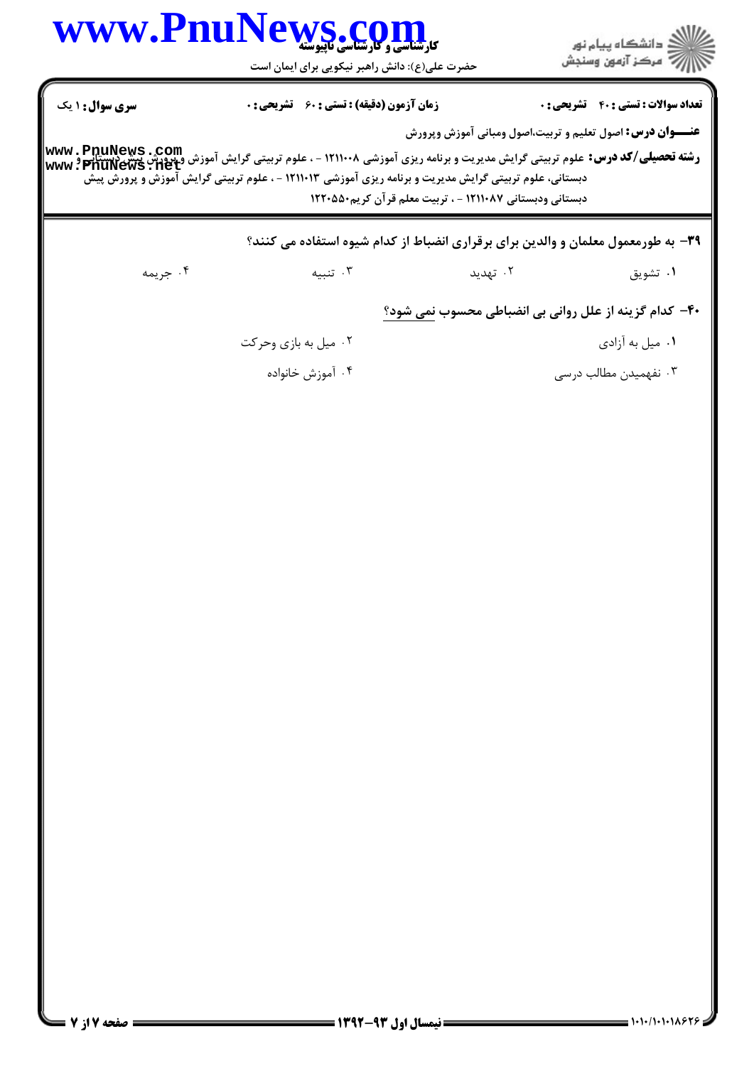**۳۹- به طورمعمول معلمان و والدین برای برقراری انضباط از کدام شیوه استفاده می کنند؟**

۱. تشویق

۲. تهدید

۳. تنبیه

۴. جریمه

**۴۰- کدام گزینه از علل روانی بی انضباطی محسوب نمی شود؟**

۱. میل به آزادی

۲. میل به بازی وحرکت

۳. نفهمیدن مطالب درسی

۴. آموزش خانواده